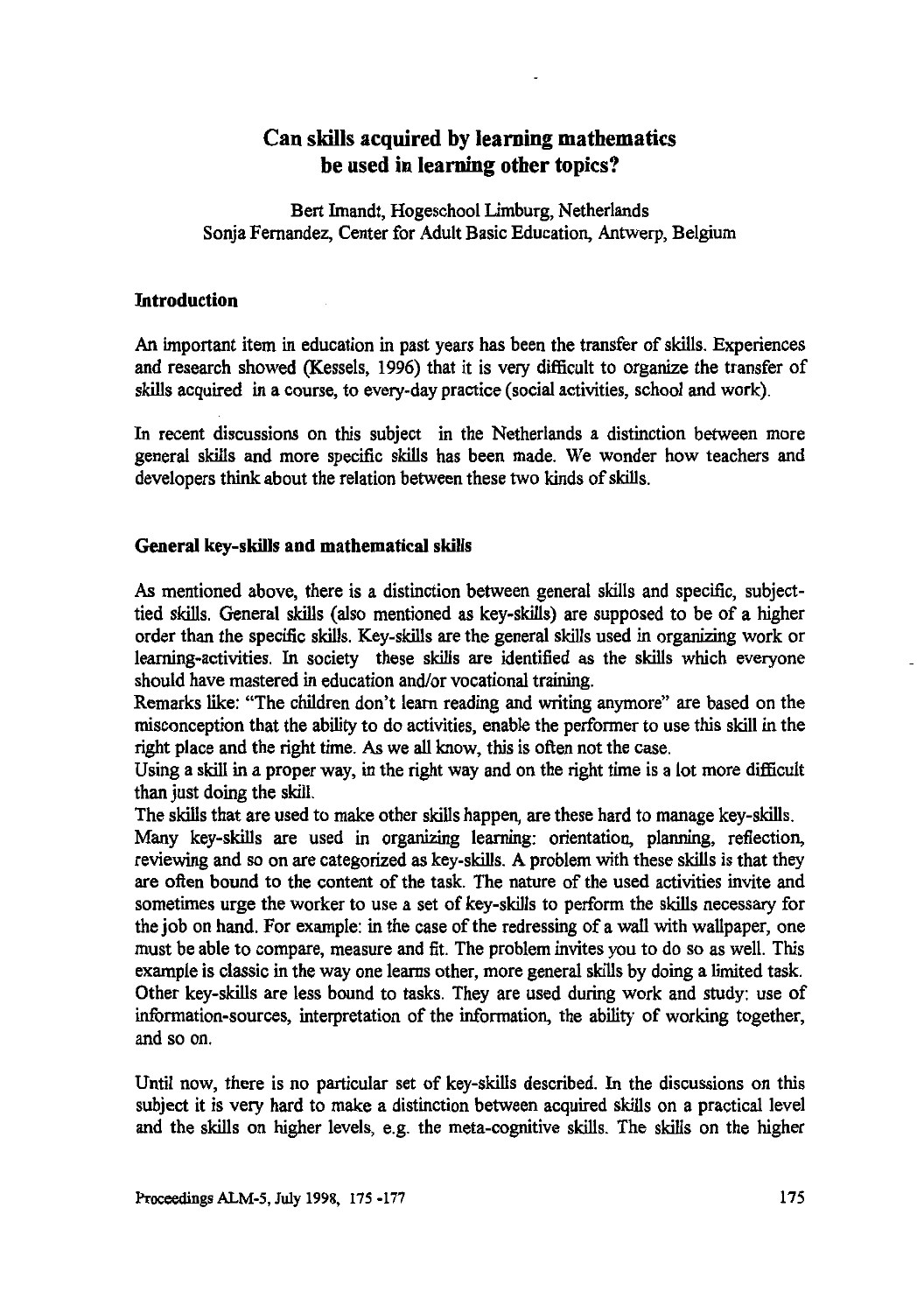# Can skills acquired by learning mathematics be used in learning other topics?

Bert Imandt, Hogeschool Limburg, Netherlands
Sonja Fernandez, Center for Adult Basic Education, Antwerp, Belgium

## Introduction

An important item in education in past years has been the transfer of skills. Experiences and research showed (Kessels, 1996) that it is very difficult to organize the transfer of skills acquired in a course, to every-day practice (social activities, school and work).

In recent discussions on this subject in the Netherlands a distinction between more general skills and more specific skills has been made. We wonder how teachers and developers think about the relation between these two kinds of skills.

## General key-skills and mathematical skills

As mentioned above, there is a distinction between general skills and specific, subject-tied skills. General skills (also mentioned as key-skills) are supposed to be of a higher order than the specific skills. Key-skills are the general skills used in organizing work or learning-activities. In society these skills are identified as the skills which everyone should have mastered in education and/or vocational training.

Remarks like: "The children don't learn reading and writing anymore" are based on the misconception that the ability to do activities, enable the performer to use this skill in the right place and the right time. As we all know, this is often not the case.

Using a skill in a proper way, in the right way and on the right time is a lot more difficult than just doing the skill.

The skills that are used to make other skills happen, are these hard to manage key-skills.

Many key-skills are used in organizing learning: orientation, planning, reflection, reviewing and so on are categorized as key-skills. A problem with these skills is that they are often bound to the content of the task. The nature of the used activities invite and sometimes urge the worker to use a set of key-skills to perform the skills necessary for the job on hand. For example: in the case of the redressing of a wall with wallpaper, one must be able to compare, measure and fit. The problem invites you to do so as well. This example is classic in the way one learns other, more general skills by doing a limited task. Other key-skills are less bound to tasks. They are used during work and study: use of information-sources, interpretation of the information, the ability of working together, and so on.

Until now, there is no particular set of key-skills described. In the discussions on this subject it is very hard to make a distinction between acquired skills on a practical level and the skills on higher levels, e.g. the meta-cognitive skills. The skills on the higher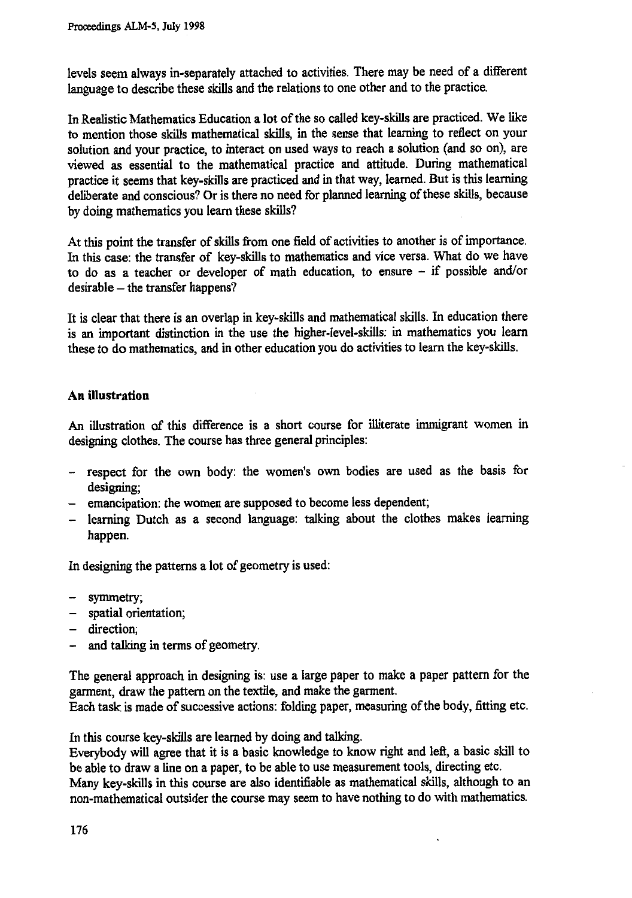levels seem always in-separately attached to activities. There may be need of a different language to describe these skills and the relations to one other and to the practice.

In Realistic Mathematics Education a lot of the so called key-skills are practiced. We like to mention those skills mathematical skills, in the sense that learning to reflect on your solution and your practice, to interact on used ways to reach a solution (and so on), are viewed as essential to the mathematical practice and attitude. During mathematical practice it seems that key-skills are practiced and in that way, learned. But is this learning deliberate and conscious? Or is there no need for planned learning of these skills, because by doing mathematics you learn these skills?

At this point the transfer of skills from one field of activities to another is of importance. In this case: the transfer of key-skills to mathematics and vice versa. What do we have to do as a teacher or developer of math education, to ensure – if possible and/or desirable – the transfer happens?

It is clear that there is an overlap in key-skills and mathematical skills. In education there is an important distinction in the use the higher-level-skills: in mathematics you learn these to do mathematics, and in other education you do activities to learn the key-skills.

## An illustration

An illustration of this difference is a short course for illiterate immigrant women in designing clothes. The course has three general principles:

- respect for the own body: the women's own bodies are used as the basis for designing;
- emancipation: the women are supposed to become less dependent;
- learning Dutch as a second language: talking about the clothes makes learning happen.

In designing the patterns a lot of geometry is used:

- symmetry;
- spatial orientation;
- direction;
- and talking in terms of geometry.

The general approach in designing is: use a large paper to make a paper pattern for the garment, draw the pattern on the textile, and make the garment.
Each task is made of successive actions: folding paper, measuring of the body, fitting etc.

In this course key-skills are learned by doing and talking.
Everybody will agree that it is a basic knowledge to know right and left, a basic skill to be able to draw a line on a paper, to be able to use measurement tools, directing etc.
Many key-skills in this course are also identifiable as mathematical skills, although to an non-mathematical outsider the course may seem to have nothing to do with mathematics.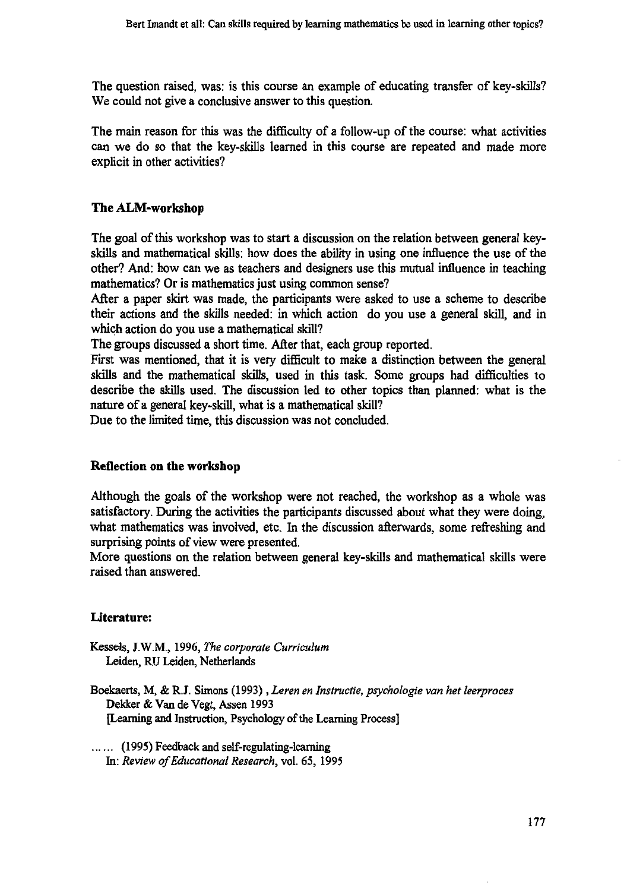The question raised, was: is this course an example of educating transfer of key-skills? We could not give a conclusive answer to this question.

The main reason for this was the difficulty of a follow-up of the course: what activities can we do so that the key-skills learned in this course are repeated and made more explicit in other activities?

### The ALM-workshop

The goal of this workshop was to start a discussion on the relation between general key-skills and mathematical skills: how does the ability in using one influence the use of the other? And: how can we as teachers and designers use this mutual influence in teaching mathematics? Or is mathematics just using common sense?

After a paper skirt was made, the participants were asked to use a scheme to describe their actions and the skills needed: in which action do you use a general skill, and in which action do you use a mathematical skill?

The groups discussed a short time. After that, each group reported.

First was mentioned, that it is very difficult to make a distinction between the general skills and the mathematical skills, used in this task. Some groups had difficulties to describe the skills used. The discussion led to other topics than planned: what is the nature of a general key-skill, what is a mathematical skill?

Due to the limited time, this discussion was not concluded.

### Reflection on the workshop

Although the goals of the workshop were not reached, the workshop as a whole was satisfactory. During the activities the participants discussed about what they were doing, what mathematics was involved, etc. In the discussion afterwards, some refreshing and surprising points of view were presented.

More questions on the relation between general key-skills and mathematical skills were raised than answered.

### Literature:

Kessels, J.W.M., 1996, *The corporate Curriculum*
Leiden, RU Leiden, Netherlands

Boekaerts, M, & R.J. Simons (1993) , *Leren en Instructie, psychologie van het leerproces*
Dekker & Van de Vegt, Assen 1993
[Learning and Instruction, Psychology of the Learning Process]

...... (1995) Feedback and self-regulating-learning
In: *Review of Educational Research*, vol. 65, 1995